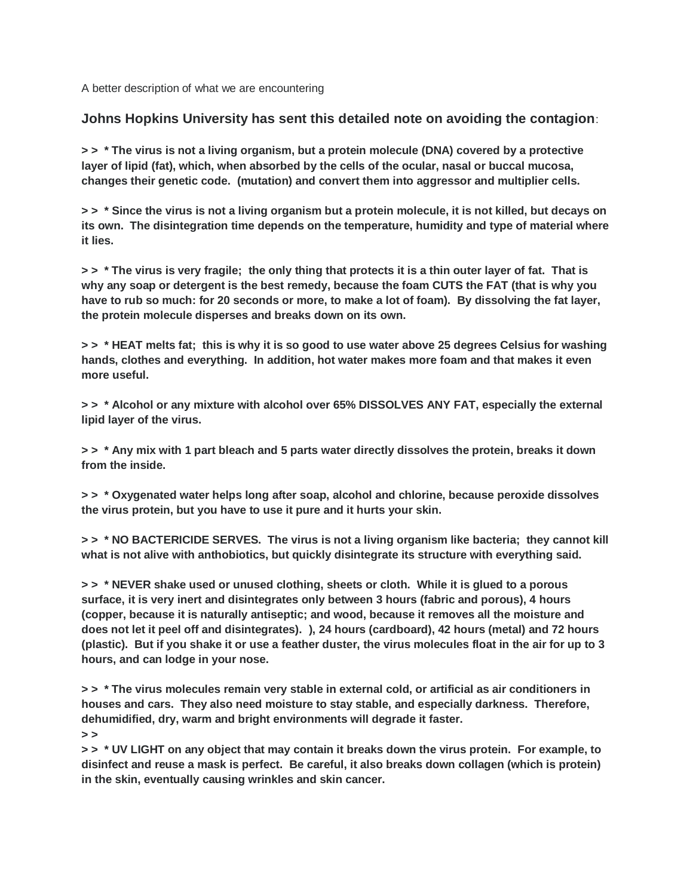A better description of what we are encountering

**Johns Hopkins University has sent this detailed note on avoiding the contagion**:

**> > * The virus is not a living organism, but a protein molecule (DNA) covered by a protective layer of lipid (fat), which, when absorbed by the cells of the ocular, nasal or buccal mucosa, changes their genetic code. (mutation) and convert them into aggressor and multiplier cells.**

**> > * Since the virus is not a living organism but a protein molecule, it is not killed, but decays on its own. The disintegration time depends on the temperature, humidity and type of material where it lies.**

**> > * The virus is very fragile; the only thing that protects it is a thin outer layer of fat. That is why any soap or detergent is the best remedy, because the foam CUTS the FAT (that is why you have to rub so much: for 20 seconds or more, to make a lot of foam). By dissolving the fat layer, the protein molecule disperses and breaks down on its own.**

**> > * HEAT melts fat; this is why it is so good to use water above 25 degrees Celsius for washing hands, clothes and everything. In addition, hot water makes more foam and that makes it even more useful.**

**> > * Alcohol or any mixture with alcohol over 65% DISSOLVES ANY FAT, especially the external lipid layer of the virus.**

**> > * Any mix with 1 part bleach and 5 parts water directly dissolves the protein, breaks it down from the inside.**

**> > * Oxygenated water helps long after soap, alcohol and chlorine, because peroxide dissolves the virus protein, but you have to use it pure and it hurts your skin.**

**> > * NO BACTERICIDE SERVES. The virus is not a living organism like bacteria; they cannot kill what is not alive with anthobiotics, but quickly disintegrate its structure with everything said.**

**> > * NEVER shake used or unused clothing, sheets or cloth. While it is glued to a porous surface, it is very inert and disintegrates only between 3 hours (fabric and porous), 4 hours (copper, because it is naturally antiseptic; and wood, because it removes all the moisture and does not let it peel off and disintegrates). ), 24 hours (cardboard), 42 hours (metal) and 72 hours (plastic). But if you shake it or use a feather duster, the virus molecules float in the air for up to 3 hours, and can lodge in your nose.**

**> > * The virus molecules remain very stable in external cold, or artificial as air conditioners in houses and cars. They also need moisture to stay stable, and especially darkness. Therefore, dehumidified, dry, warm and bright environments will degrade it faster.**
**> >**
**> > * UV LIGHT on any object that may contain it breaks down the virus protein. For example, to disinfect and reuse a mask is perfect. Be careful, it also breaks down collagen (which is protein) in the skin, eventually causing wrinkles and skin cancer.**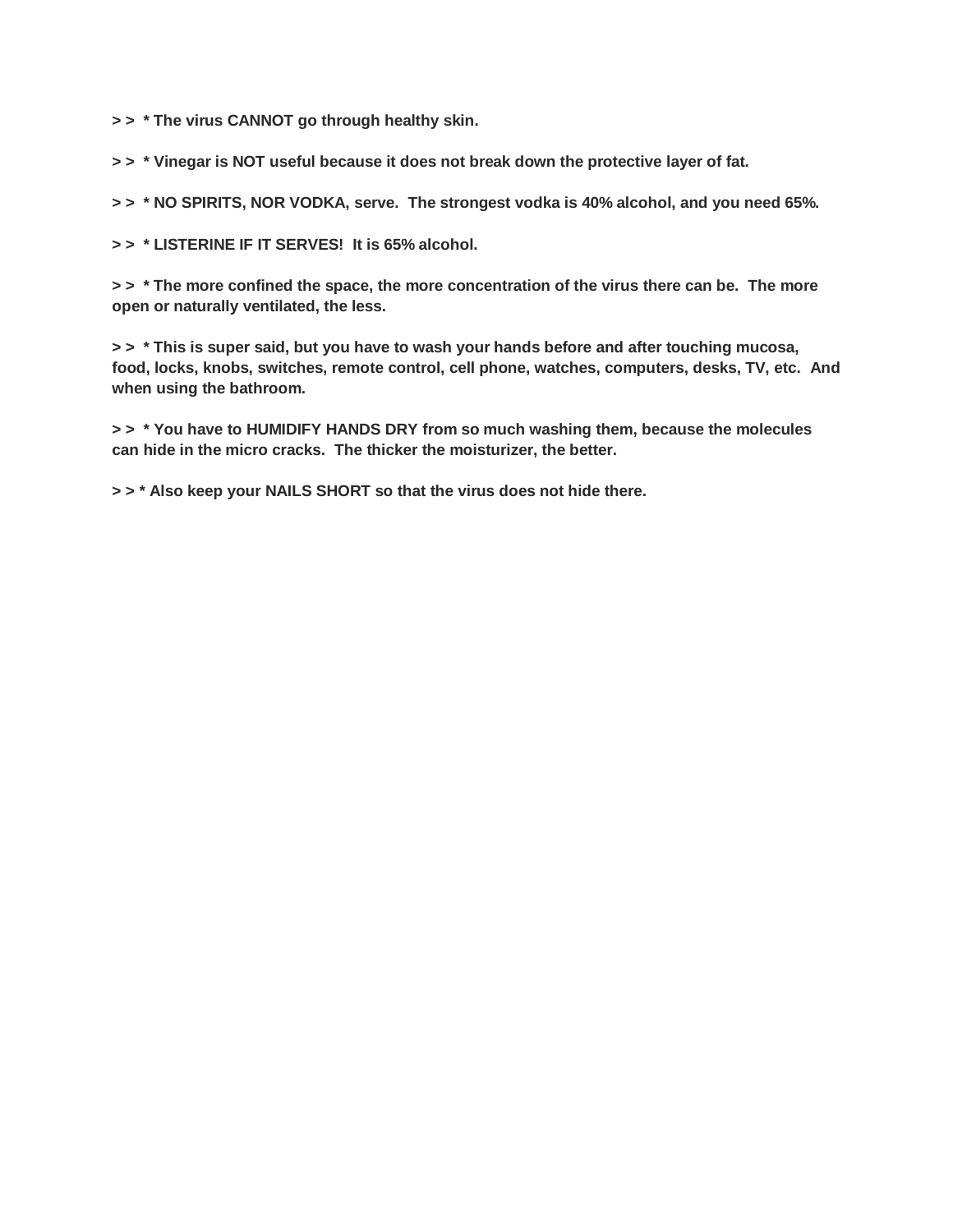**> >  * The virus CANNOT go through healthy skin.**

**> >  * Vinegar is NOT useful because it does not break down the protective layer of fat.**

**> >  * NO SPIRITS, NOR VODKA, serve.  The strongest vodka is 40% alcohol, and you need 65%.**

**> >  * LISTERINE IF IT SERVES!  It is 65% alcohol.**

**> >  * The more confined the space, the more concentration of the virus there can be.  The more open or naturally ventilated, the less.**

**> >  * This is super said, but you have to wash your hands before and after touching mucosa, food, locks, knobs, switches, remote control, cell phone, watches, computers, desks, TV, etc.  And when using the bathroom.**

**> >  * You have to HUMIDIFY HANDS DRY from so much washing them, because the molecules can hide in the micro cracks.  The thicker the moisturizer, the better.**

**> > * Also keep your NAILS SHORT so that the virus does not hide there.**